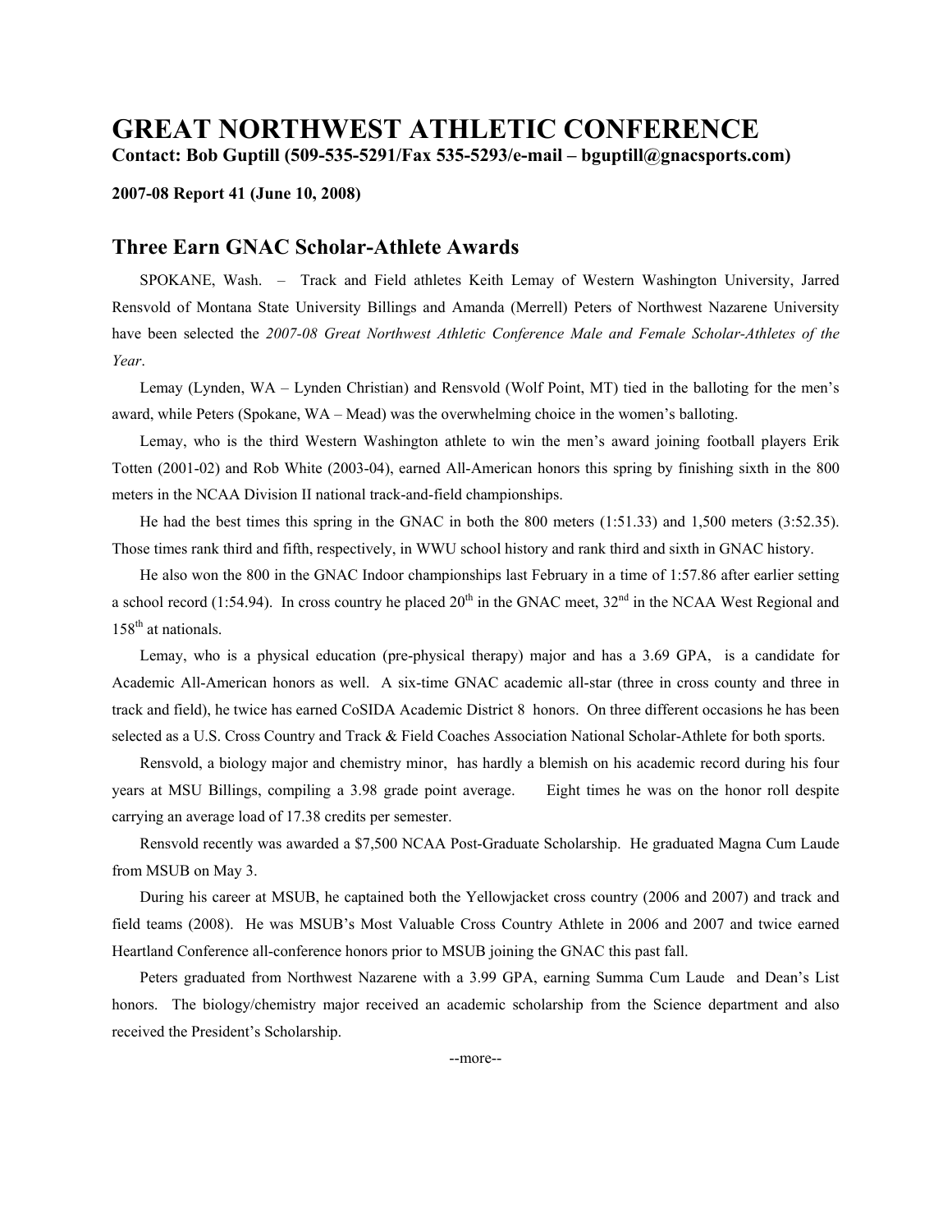# GREAT NORTHWEST ATHLETIC CONFERENCE

**Contact: Bob Guptill (509-535-5291/Fax 535-5293/e-mail – bguptill@gnacsports.com)**

**2007-08 Report 41 (June 10, 2008)**

## Three Earn GNAC Scholar-Athlete Awards

SPOKANE, Wash. – Track and Field athletes Keith Lemay of Western Washington University, Jarred Rensvold of Montana State University Billings and Amanda (Merrell) Peters of Northwest Nazarene University have been selected the *2007-08 Great Northwest Athletic Conference Male and Female Scholar-Athletes of the Year*.

Lemay (Lynden, WA – Lynden Christian) and Rensvold (Wolf Point, MT) tied in the balloting for the men's award, while Peters (Spokane, WA – Mead) was the overwhelming choice in the women's balloting.

Lemay, who is the third Western Washington athlete to win the men's award joining football players Erik Totten (2001-02) and Rob White (2003-04), earned All-American honors this spring by finishing sixth in the 800 meters in the NCAA Division II national track-and-field championships.

He had the best times this spring in the GNAC in both the 800 meters (1:51.33) and 1,500 meters (3:52.35). Those times rank third and fifth, respectively, in WWU school history and rank third and sixth in GNAC history.

He also won the 800 in the GNAC Indoor championships last February in a time of 1:57.86 after earlier setting a school record (1:54.94). In cross country he placed 20th in the GNAC meet, 32nd in the NCAA West Regional and 158th at nationals.

Lemay, who is a physical education (pre-physical therapy) major and has a 3.69 GPA, is a candidate for Academic All-American honors as well. A six-time GNAC academic all-star (three in cross county and three in track and field), he twice has earned CoSIDA Academic District 8 honors. On three different occasions he has been selected as a U.S. Cross Country and Track & Field Coaches Association National Scholar-Athlete for both sports.

Rensvold, a biology major and chemistry minor, has hardly a blemish on his academic record during his four years at MSU Billings, compiling a 3.98 grade point average. Eight times he was on the honor roll despite carrying an average load of 17.38 credits per semester.

Rensvold recently was awarded a $7,500 NCAA Post-Graduate Scholarship. He graduated Magna Cum Laude from MSUB on May 3.

During his career at MSUB, he captained both the Yellowjacket cross country (2006 and 2007) and track and field teams (2008). He was MSUB's Most Valuable Cross Country Athlete in 2006 and 2007 and twice earned Heartland Conference all-conference honors prior to MSUB joining the GNAC this past fall.

Peters graduated from Northwest Nazarene with a 3.99 GPA, earning Summa Cum Laude and Dean's List honors. The biology/chemistry major received an academic scholarship from the Science department and also received the President's Scholarship.

--more--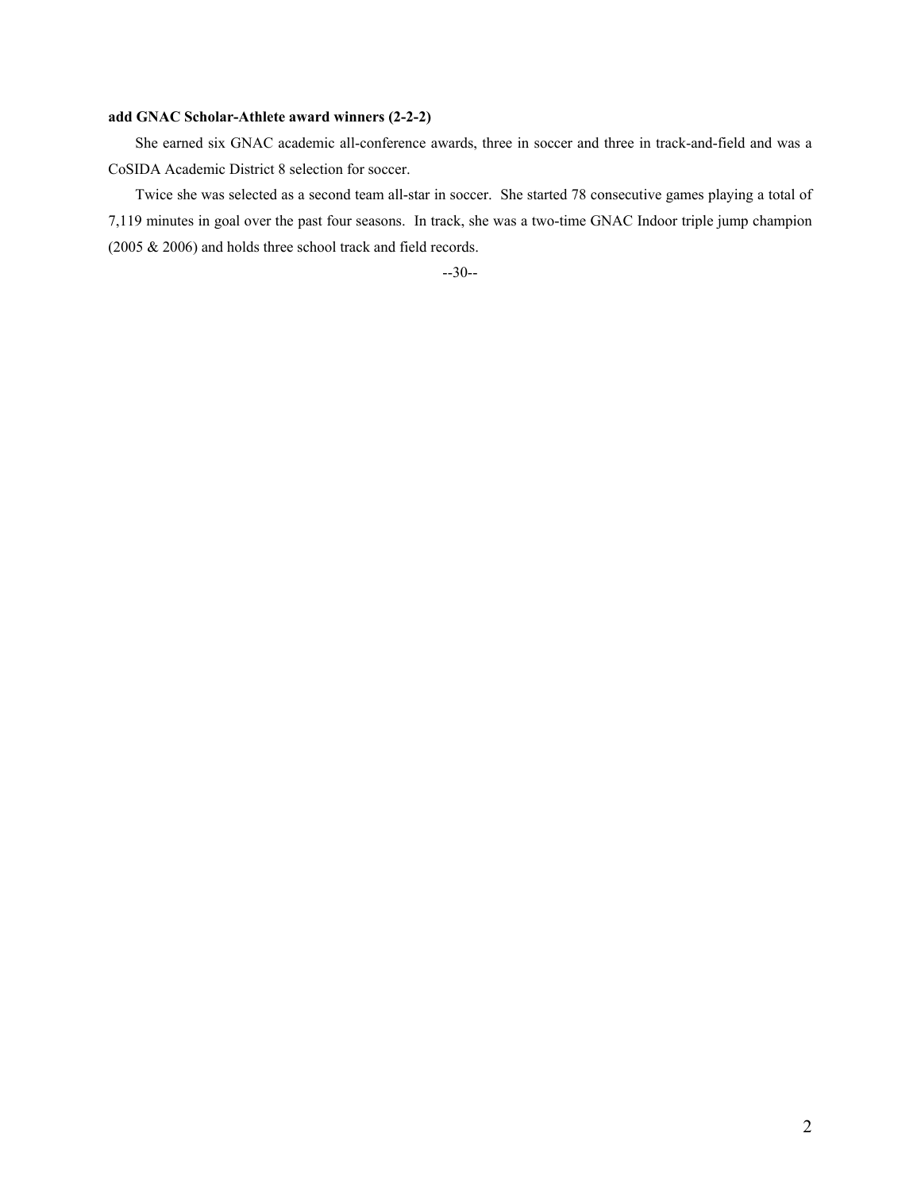**add GNAC Scholar-Athlete award winners (2-2-2)**

She earned six GNAC academic all-conference awards, three in soccer and three in track-and-field and was a CoSIDA Academic District 8 selection for soccer.

Twice she was selected as a second team all-star in soccer. She started 78 consecutive games playing a total of 7,119 minutes in goal over the past four seasons. In track, she was a two-time GNAC Indoor triple jump champion (2005 & 2006) and holds three school track and field records.

--30--